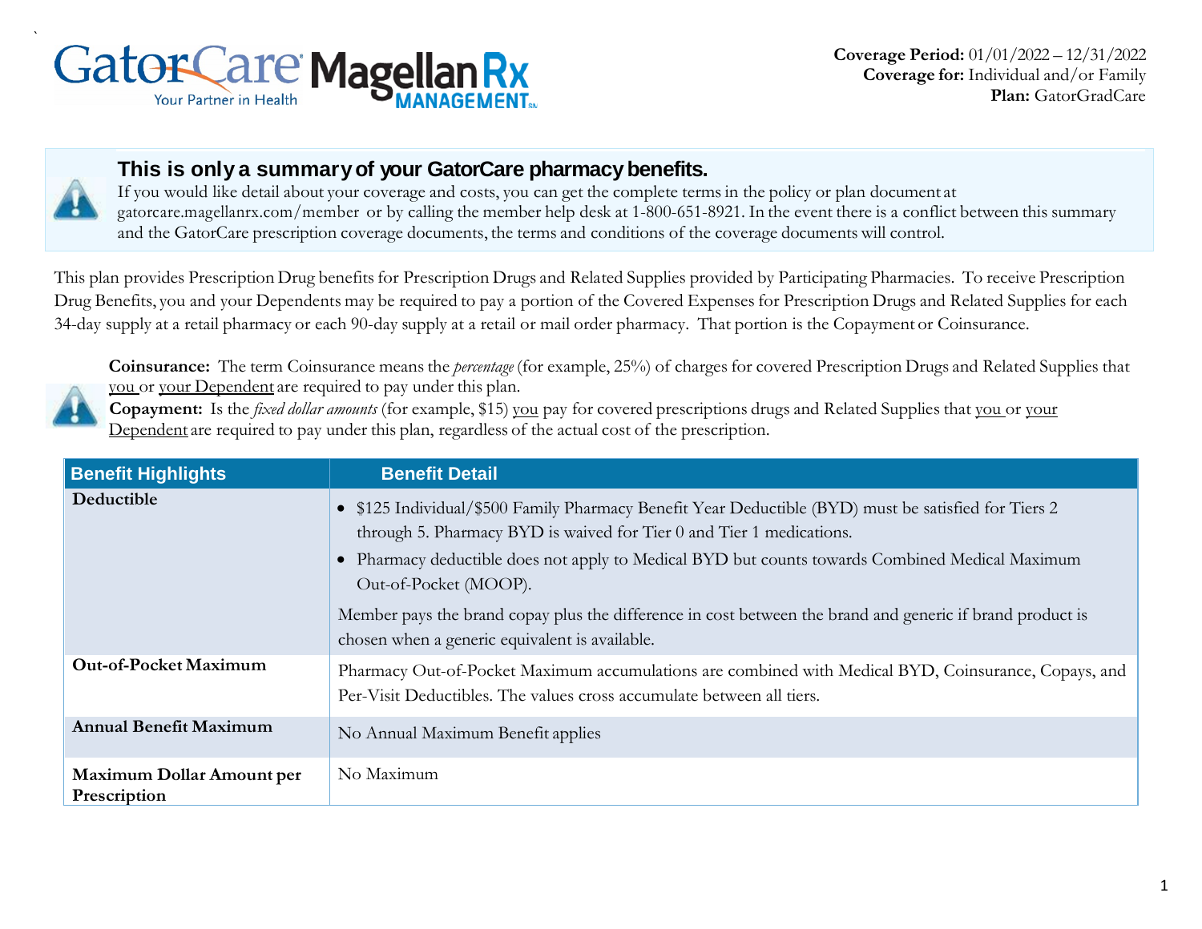Coverage Period: 01/01/2022 – 12/31/2022
Coverage for: Individual and/or Family
Plan: GatorGradCare

## This is only a summary of your GatorCare pharmacy benefits.

If you would like detail about your coverage and costs, you can get the complete terms in the policy or plan document at gatorcare.magellanrx.com/member or by calling the member help desk at 1-800-651-8921. In the event there is a conflict between this summary and the GatorCare prescription coverage documents, the terms and conditions of the coverage documents will control.

This plan provides Prescription Drug benefits for Prescription Drugs and Related Supplies provided by Participating Pharmacies. To receive Prescription Drug Benefits, you and your Dependents may be required to pay a portion of the Covered Expenses for Prescription Drugs and Related Supplies for each 34-day supply at a retail pharmacy or each 90-day supply at a retail or mail order pharmacy. That portion is the Copayment or Coinsurance.

**Coinsurance:** The term Coinsurance means the *percentage* (for example, 25%) of charges for covered Prescription Drugs and Related Supplies that you or your Dependent are required to pay under this plan.
**Copayment:** Is the *fixed dollar amounts* (for example, $15) you pay for covered prescriptions drugs and Related Supplies that you or your Dependent are required to pay under this plan, regardless of the actual cost of the prescription.

| Benefit Highlights | Benefit Detail |
|---|---|
| **Deductible** | • $125 Individual/$500 Family Pharmacy Benefit Year Deductible (BYD) must be satisfied for Tiers 2 through 5. Pharmacy BYD is waived for Tier 0 and Tier 1 medications.<br>• Pharmacy deductible does not apply to Medical BYD but counts towards Combined Medical Maximum Out-of-Pocket (MOOP).<br>Member pays the brand copay plus the difference in cost between the brand and generic if brand product is chosen when a generic equivalent is available. |
| **Out-of-Pocket Maximum** | Pharmacy Out-of-Pocket Maximum accumulations are combined with Medical BYD, Coinsurance, Copays, and Per-Visit Deductibles. The values cross accumulate between all tiers. |
| **Annual Benefit Maximum** | No Annual Maximum Benefit applies |
| **Maximum Dollar Amount per Prescription** | No Maximum |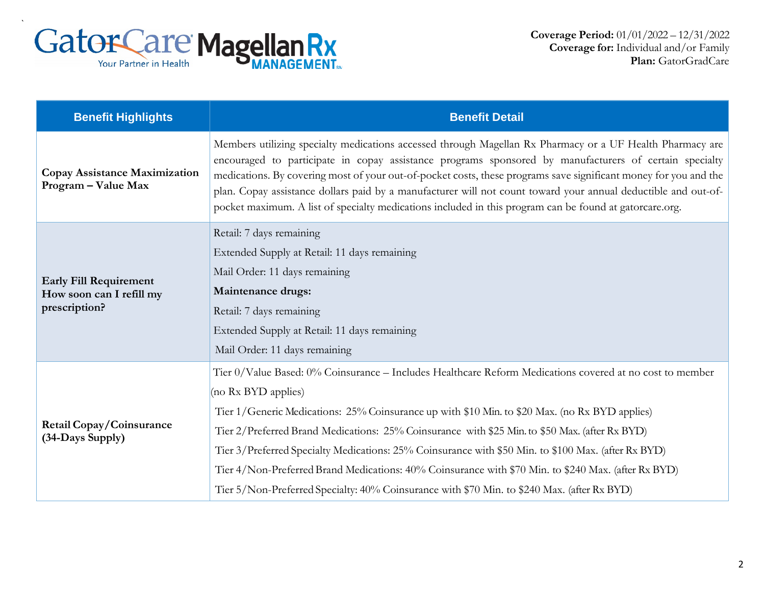Coverage Period: 01/01/2022 – 12/31/2022
Coverage for: Individual and/or Family
Plan: GatorGradCare

| Benefit Highlights | Benefit Detail |
|---|---|
| **Copay Assistance Maximization Program – Value Max** | Members utilizing specialty medications accessed through Magellan Rx Pharmacy or a UF Health Pharmacy are encouraged to participate in copay assistance programs sponsored by manufacturers of certain specialty medications. By covering most of your out-of-pocket costs, these programs save significant money for you and the plan. Copay assistance dollars paid by a manufacturer will not count toward your annual deductible and out-of-pocket maximum. A list of specialty medications included in this program can be found at gatorcare.org. |
| **Early Fill Requirement How soon can I refill my prescription?** | Retail: 7 days remaining<br>Extended Supply at Retail: 11 days remaining<br>Mail Order: 11 days remaining<br>**Maintenance drugs:**<br>Retail: 7 days remaining<br>Extended Supply at Retail: 11 days remaining<br>Mail Order: 11 days remaining |
| **Retail Copay/Coinsurance (34-Days Supply)** | Tier 0/Value Based: 0% Coinsurance – Includes Healthcare Reform Medications covered at no cost to member (no Rx BYD applies)<br>Tier 1/Generic Medications: 25% Coinsurance up with $10 Min. to $20 Max. (no Rx BYD applies)<br>Tier 2/Preferred Brand Medications: 25% Coinsurance with $25 Min. to $50 Max. (after Rx BYD)<br>Tier 3/Preferred Specialty Medications: 25% Coinsurance with $50 Min. to $100 Max. (after Rx BYD)<br>Tier 4/Non-Preferred Brand Medications: 40% Coinsurance with $70 Min. to $240 Max. (after Rx BYD)<br>Tier 5/Non-Preferred Specialty: 40% Coinsurance with $70 Min. to $240 Max. (after Rx BYD) |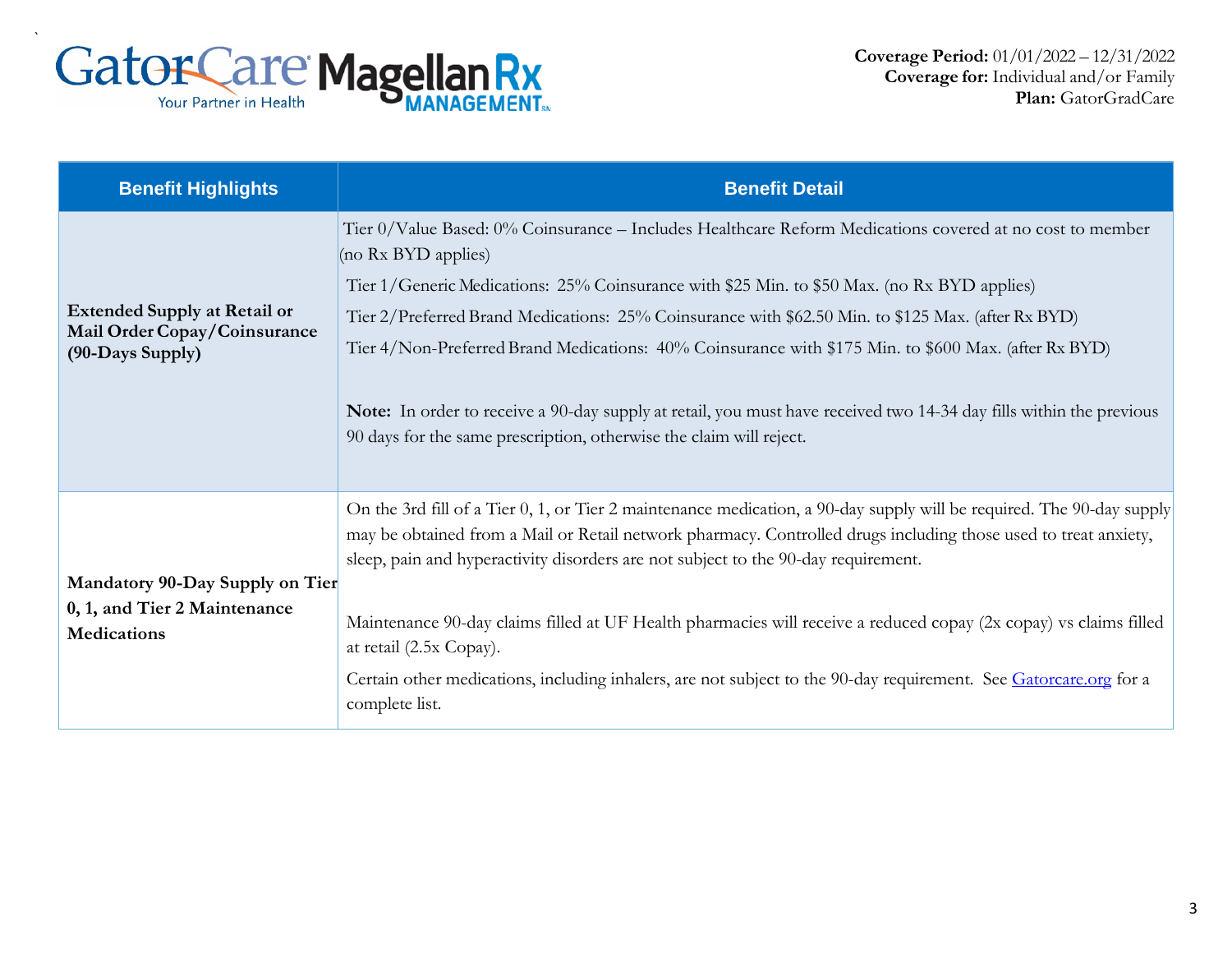**Coverage Period:** 01/01/2022 – 12/31/2022
**Coverage for:** Individual and/or Family
**Plan:** GatorGradCare

| Benefit Highlights | Benefit Detail |
| --- | --- |
| **Extended Supply at Retail or Mail Order Copay/Coinsurance (90-Days Supply)** | Tier 0/Value Based: 0% Coinsurance – Includes Healthcare Reform Medications covered at no cost to member (no Rx BYD applies)<br>Tier 1/Generic Medications: 25% Coinsurance with $25 Min. to $50 Max. (no Rx BYD applies)<br>Tier 2/Preferred Brand Medications: 25% Coinsurance with $62.50 Min. to $125 Max. (after Rx BYD)<br>Tier 4/Non-Preferred Brand Medications: 40% Coinsurance with $175 Min. to $600 Max. (after Rx BYD)<br><br>**Note:** In order to receive a 90-day supply at retail, you must have received two 14-34 day fills within the previous 90 days for the same prescription, otherwise the claim will reject. |
| **Mandatory 90-Day Supply on Tier 0, 1, and Tier 2 Maintenance Medications** | On the 3rd fill of a Tier 0, 1, or Tier 2 maintenance medication, a 90-day supply will be required. The 90-day supply may be obtained from a Mail or Retail network pharmacy. Controlled drugs including those used to treat anxiety, sleep, pain and hyperactivity disorders are not subject to the 90-day requirement.<br><br>Maintenance 90-day claims filled at UF Health pharmacies will receive a reduced copay (2x copay) vs claims filled at retail (2.5x Copay).<br>Certain other medications, including inhalers, are not subject to the 90-day requirement. See Gatorcare.org for a complete list. |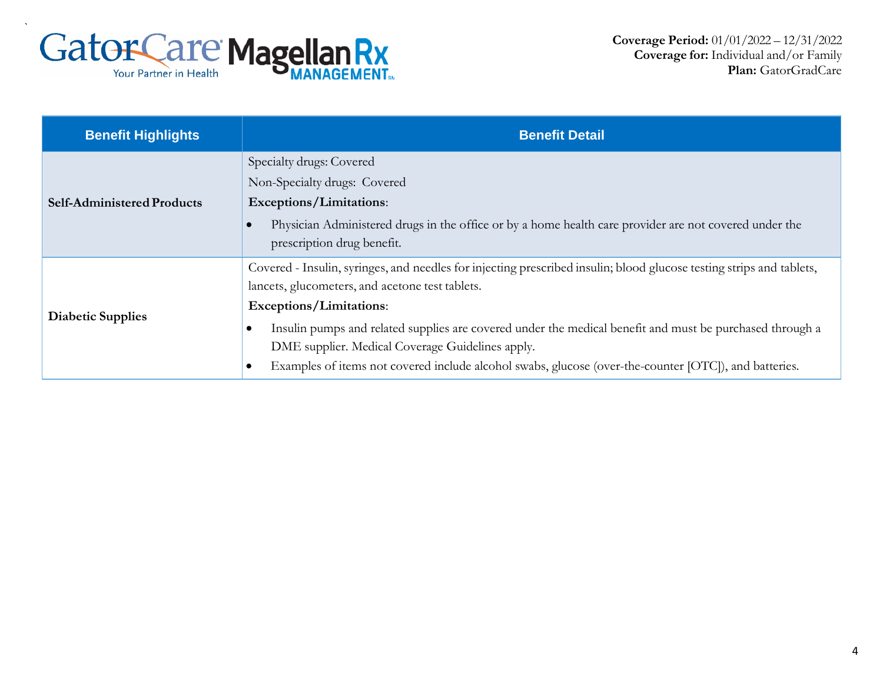**Coverage Period:** 01/01/2022 – 12/31/2022
**Coverage for:** Individual and/or Family
**Plan:** GatorGradCare

| Benefit Highlights | Benefit Detail |
|---|---|
| **Self-Administered Products** | Specialty drugs: Covered<br>Non-Specialty drugs: Covered<br>**Exceptions/Limitations**:<br>• Physician Administered drugs in the office or by a home health care provider are not covered under the prescription drug benefit. |
| **Diabetic Supplies** | Covered - Insulin, syringes, and needles for injecting prescribed insulin; blood glucose testing strips and tablets, lancets, glucometers, and acetone test tablets.<br>**Exceptions/Limitations**:<br>• Insulin pumps and related supplies are covered under the medical benefit and must be purchased through a DME supplier. Medical Coverage Guidelines apply.<br>• Examples of items not covered include alcohol swabs, glucose (over-the-counter [OTC]), and batteries. |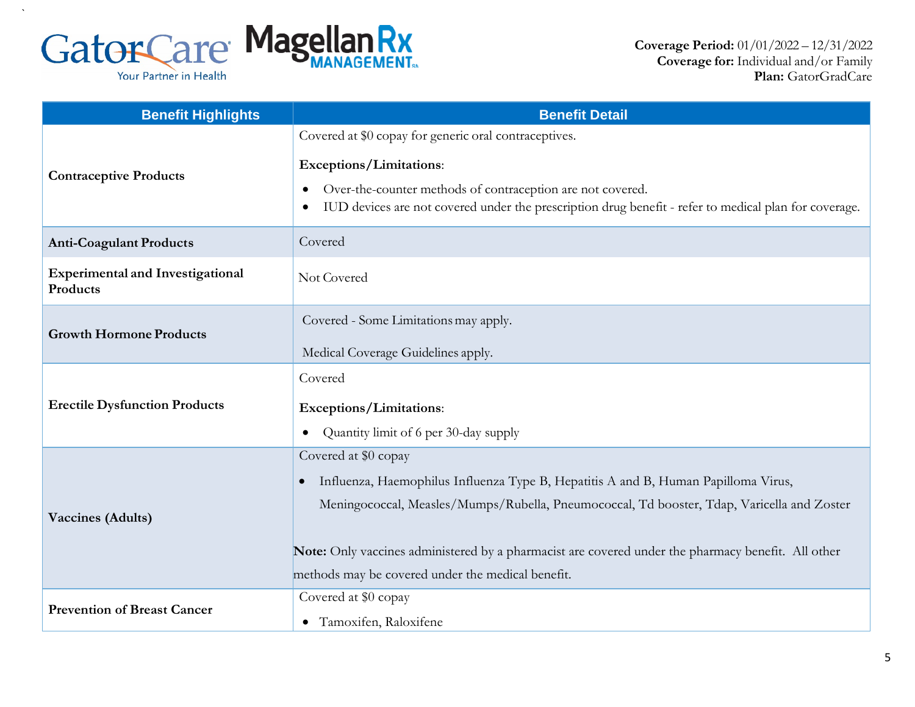**Coverage Period:** 01/01/2022 – 12/31/2022
**Coverage for:** Individual and/or Family
**Plan:** GatorGradCare

| Benefit Highlights | Benefit Detail |
|---|---|
| **Contraceptive Products** | Covered at $0 copay for generic oral contraceptives.<br><br>**Exceptions/Limitations**:<br>• Over-the-counter methods of contraception are not covered.<br>• IUD devices are not covered under the prescription drug benefit - refer to medical plan for coverage. |
| **Anti-Coagulant Products** | Covered |
| **Experimental and Investigational Products** | Not Covered |
| **Growth Hormone Products** | Covered - Some Limitations may apply.<br><br>Medical Coverage Guidelines apply. |
| **Erectile Dysfunction Products** | Covered<br><br>**Exceptions/Limitations**:<br>• Quantity limit of 6 per 30-day supply |
| **Vaccines (Adults)** | Covered at $0 copay<br>• Influenza, Haemophilus Influenza Type B, Hepatitis A and B, Human Papilloma Virus, Meningococcal, Measles/Mumps/Rubella, Pneumococcal, Td booster, Tdap, Varicella and Zoster<br><br>**Note:** Only vaccines administered by a pharmacist are covered under the pharmacy benefit. All other methods may be covered under the medical benefit. |
| **Prevention of Breast Cancer** | Covered at $0 copay<br>• Tamoxifen, Raloxifene |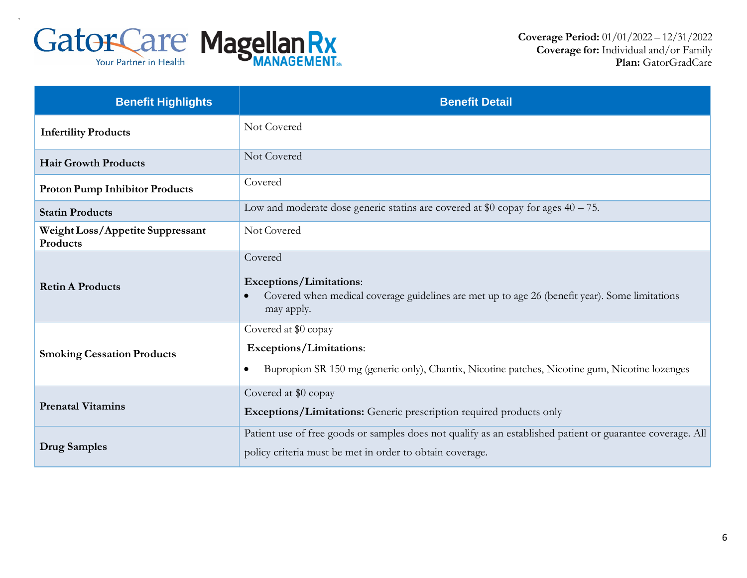**Coverage Period:** 01/01/2022 – 12/31/2022
**Coverage for:** Individual and/or Family
**Plan:** GatorGradCare

| Benefit Highlights | Benefit Detail |
|---|---|
| **Infertility Products** | Not Covered |
| **Hair Growth Products** | Not Covered |
| **Proton Pump Inhibitor Products** | Covered |
| **Statin Products** | Low and moderate dose generic statins are covered at $0 copay for ages 40 – 75. |
| **Weight Loss/Appetite Suppressant Products** | Not Covered |
| **Retin A Products** | Covered<br><br>**Exceptions/Limitations**:<br>• Covered when medical coverage guidelines are met up to age 26 (benefit year). Some limitations may apply. |
| **Smoking Cessation Products** | Covered at $0 copay<br>**Exceptions/Limitations**:<br>• Bupropion SR 150 mg (generic only), Chantix, Nicotine patches, Nicotine gum, Nicotine lozenges |
| **Prenatal Vitamins** | Covered at $0 copay<br>**Exceptions/Limitations:** Generic prescription required products only |
| **Drug Samples** | Patient use of free goods or samples does not qualify as an established patient or guarantee coverage. All policy criteria must be met in order to obtain coverage. |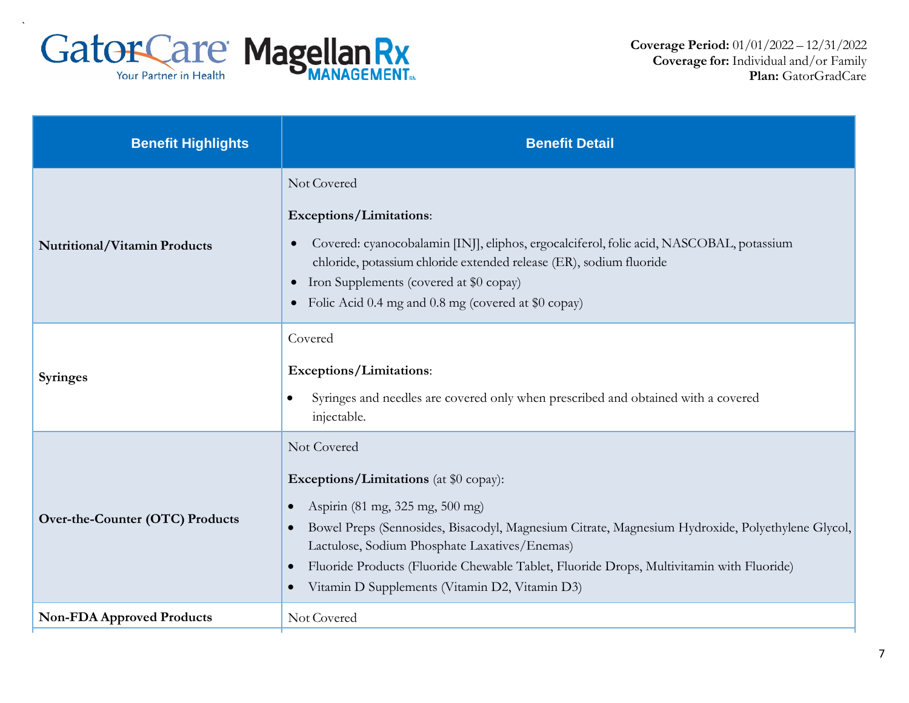| Benefit Highlights | Benefit Detail |
|---|---|
| **Nutritional/Vitamin Products** | Not Covered<br><br>**Exceptions/Limitations**:<br>• Covered: cyanocobalamin [INJ], eliphos, ergocalciferol, folic acid, NASCOBAL, potassium chloride, potassium chloride extended release (ER), sodium fluoride<br>• Iron Supplements (covered at $0 copay)<br>• Folic Acid 0.4 mg and 0.8 mg (covered at $0 copay) |
| **Syringes** | Covered<br><br>**Exceptions/Limitations**:<br>• Syringes and needles are covered only when prescribed and obtained with a covered injectable. |
| **Over-the-Counter (OTC) Products** | Not Covered<br><br>**Exceptions/Limitations** (at $0 copay):<br>• Aspirin (81 mg, 325 mg, 500 mg)<br>• Bowel Preps (Sennosides, Bisacodyl, Magnesium Citrate, Magnesium Hydroxide, Polyethylene Glycol, Lactulose, Sodium Phosphate Laxatives/Enemas)<br>• Fluoride Products (Fluoride Chewable Tablet, Fluoride Drops, Multivitamin with Fluoride)<br>• Vitamin D Supplements (Vitamin D2, Vitamin D3) |
| **Non-FDA Approved Products** | Not Covered |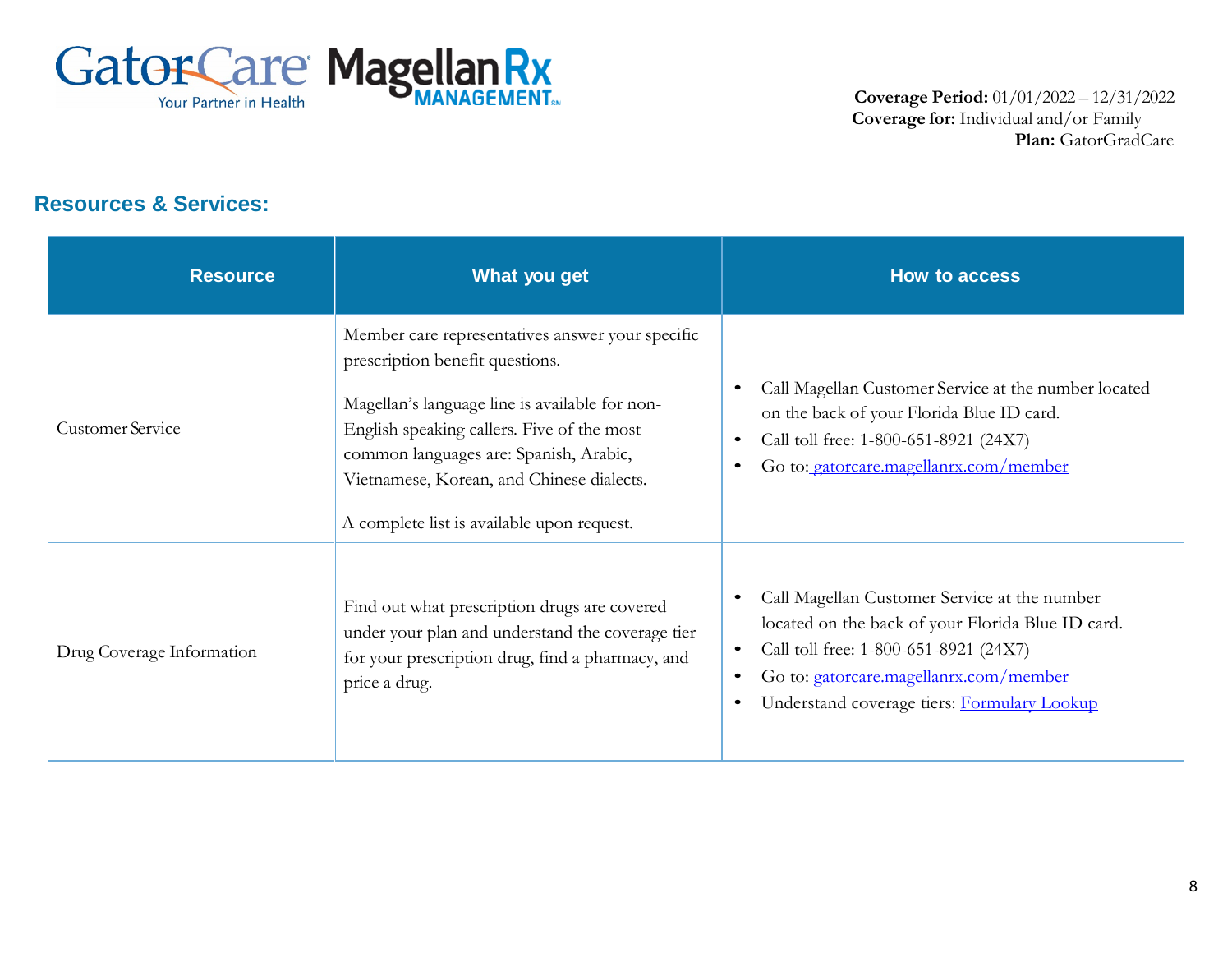Coverage Period: 01/01/2022 – 12/31/2022
Coverage for: Individual and/or Family
Plan: GatorGradCare

## Resources & Services:

| Resource | What you get | How to access |
|---|---|---|
| Customer Service | Member care representatives answer your specific prescription benefit questions.<br><br>Magellan's language line is available for non-English speaking callers. Five of the most common languages are: Spanish, Arabic, Vietnamese, Korean, and Chinese dialects.<br><br>A complete list is available upon request. | • Call Magellan Customer Service at the number located on the back of your Florida Blue ID card.<br>• Call toll free: 1-800-651-8921 (24X7)<br>• Go to: gatorcare.magellanrx.com/member |
| Drug Coverage Information | Find out what prescription drugs are covered under your plan and understand the coverage tier for your prescription drug, find a pharmacy, and price a drug. | • Call Magellan Customer Service at the number located on the back of your Florida Blue ID card.<br>• Call toll free: 1-800-651-8921 (24X7)<br>• Go to: gatorcare.magellanrx.com/member<br>• Understand coverage tiers: Formulary Lookup |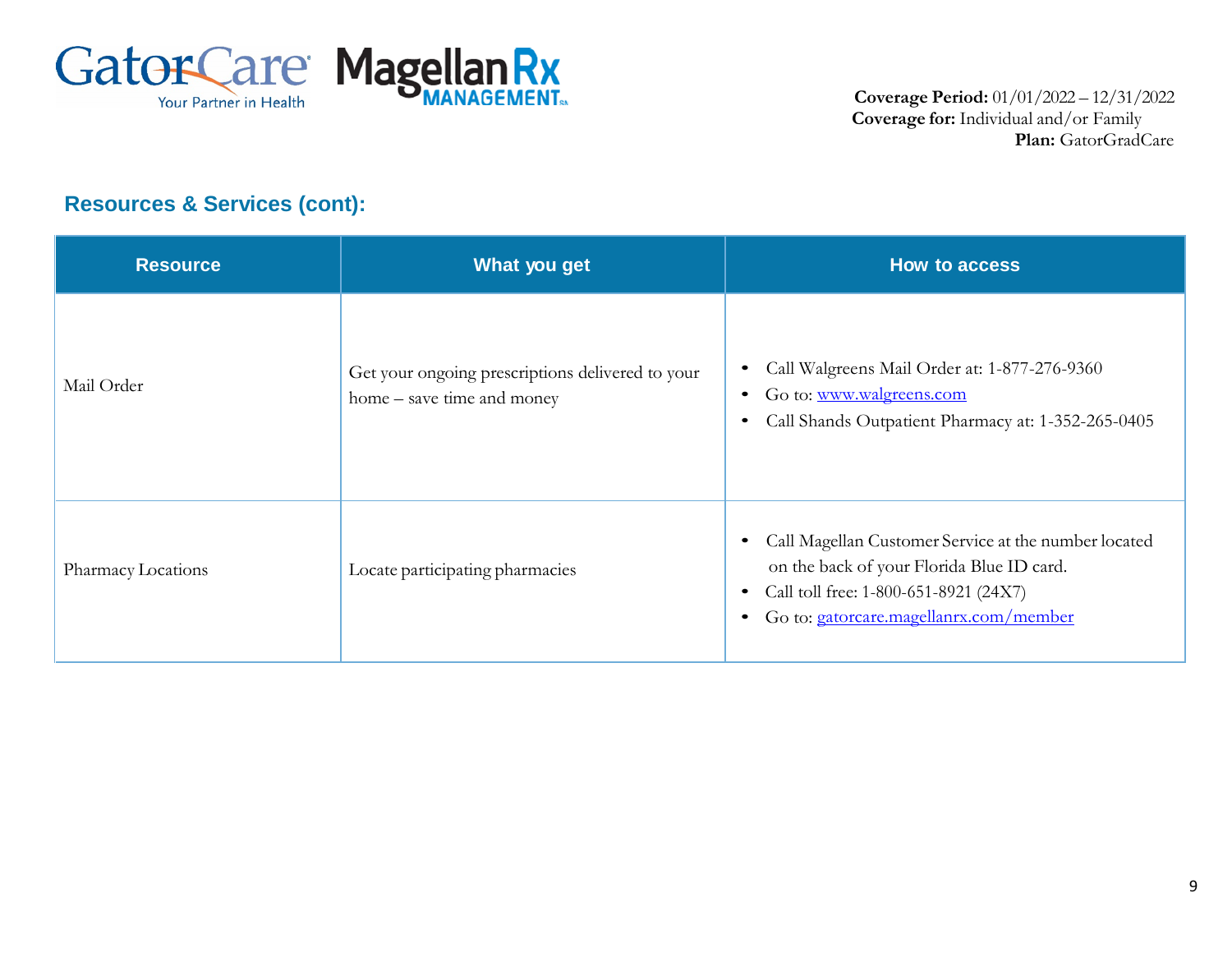Coverage Period: 01/01/2022 – 12/31/2022
Coverage for: Individual and/or Family
Plan: GatorGradCare

## Resources & Services (cont):

| Resource | What you get | How to access |
|---|---|---|
| Mail Order | Get your ongoing prescriptions delivered to your home – save time and money | • Call Walgreens Mail Order at: 1-877-276-9360<br>• Go to: www.walgreens.com<br>• Call Shands Outpatient Pharmacy at: 1-352-265-0405 |
| Pharmacy Locations | Locate participating pharmacies | • Call Magellan Customer Service at the number located on the back of your Florida Blue ID card.<br>• Call toll free: 1-800-651-8921 (24X7)<br>• Go to: gatorcare.magellanrx.com/member |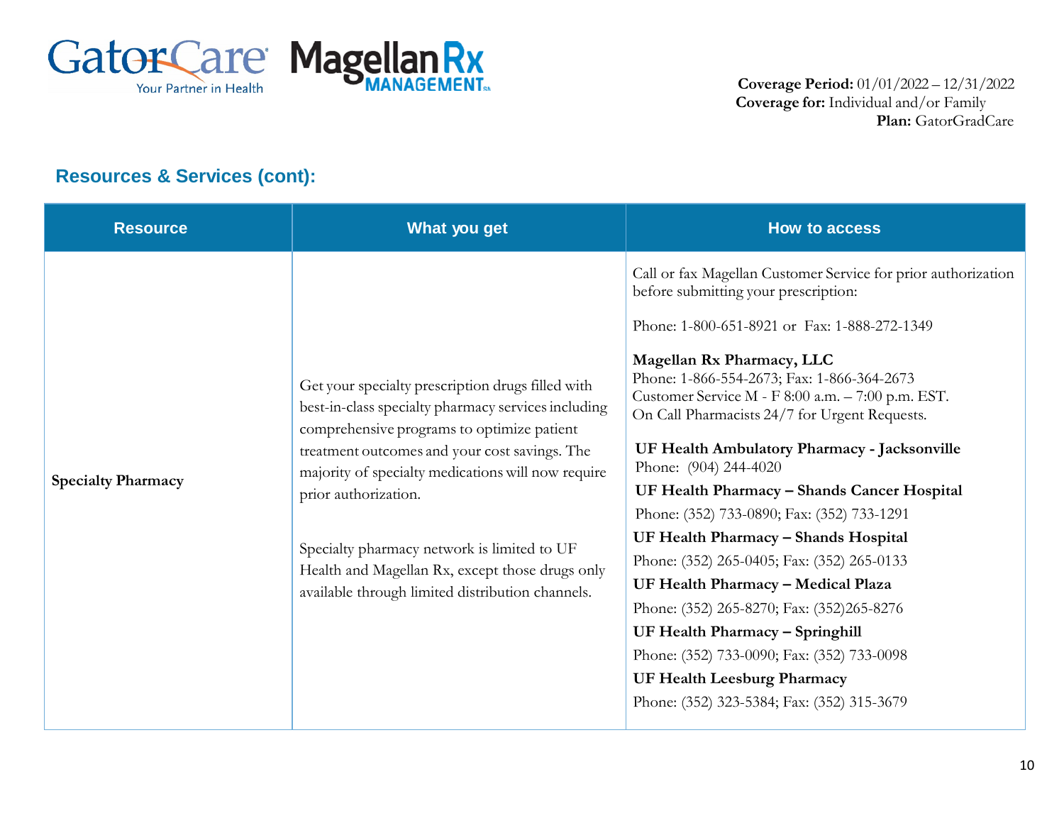**Coverage Period:** 01/01/2022 – 12/31/2022
**Coverage for:** Individual and/or Family
**Plan:** GatorGradCare

## Resources & Services (cont):

| Resource | What you get | How to access |
|---|---|---|
| **Specialty Pharmacy** | Get your specialty prescription drugs filled with best-in-class specialty pharmacy services including comprehensive programs to optimize patient treatment outcomes and your cost savings. The majority of specialty medications will now require prior authorization.<br><br>Specialty pharmacy network is limited to UF Health and Magellan Rx, except those drugs only available through limited distribution channels. | Call or fax Magellan Customer Service for prior authorization before submitting your prescription:<br><br>Phone: 1-800-651-8921 or Fax: 1-888-272-1349<br><br>**Magellan Rx Pharmacy, LLC**<br>Phone: 1-866-554-2673; Fax: 1-866-364-2673<br>Customer Service M - F 8:00 a.m. – 7:00 p.m. EST.<br>On Call Pharmacists 24/7 for Urgent Requests.<br><br>**UF Health Ambulatory Pharmacy - Jacksonville**<br>Phone: (904) 244-4020<br>**UF Health Pharmacy – Shands Cancer Hospital**<br>Phone: (352) 733-0890; Fax: (352) 733-1291<br>**UF Health Pharmacy – Shands Hospital**<br>Phone: (352) 265-0405; Fax: (352) 265-0133<br>**UF Health Pharmacy – Medical Plaza**<br>Phone: (352) 265-8270; Fax: (352)265-8276<br>**UF Health Pharmacy – Springhill**<br>Phone: (352) 733-0090; Fax: (352) 733-0098<br>**UF Health Leesburg Pharmacy**<br>Phone: (352) 323-5384; Fax: (352) 315-3679 |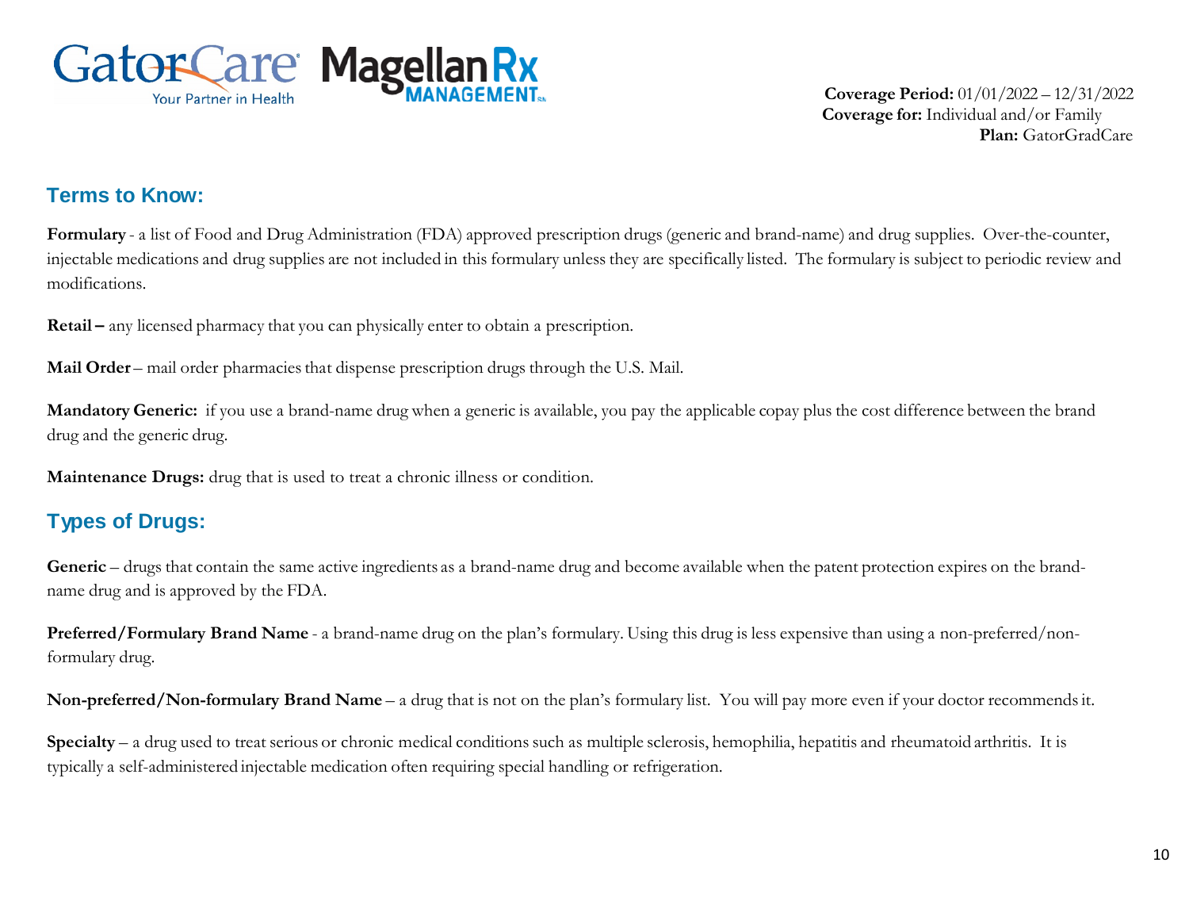**Coverage Period:** 01/01/2022 – 12/31/2022
**Coverage for:** Individual and/or Family
**Plan:** GatorGradCare

## Terms to Know:

**Formulary** - a list of Food and Drug Administration (FDA) approved prescription drugs (generic and brand-name) and drug supplies. Over-the-counter, injectable medications and drug supplies are not included in this formulary unless they are specifically listed. The formulary is subject to periodic review and modifications.

**Retail –** any licensed pharmacy that you can physically enter to obtain a prescription.

**Mail Order** – mail order pharmacies that dispense prescription drugs through the U.S. Mail.

**Mandatory Generic:** if you use a brand-name drug when a generic is available, you pay the applicable copay plus the cost difference between the brand drug and the generic drug.

**Maintenance Drugs:** drug that is used to treat a chronic illness or condition.

## Types of Drugs:

**Generic** – drugs that contain the same active ingredients as a brand-name drug and become available when the patent protection expires on the brand-name drug and is approved by the FDA.

**Preferred/Formulary Brand Name** - a brand-name drug on the plan's formulary. Using this drug is less expensive than using a non-preferred/non-formulary drug.

**Non-preferred/Non-formulary Brand Name** – a drug that is not on the plan's formulary list. You will pay more even if your doctor recommends it.

**Specialty** – a drug used to treat serious or chronic medical conditions such as multiple sclerosis, hemophilia, hepatitis and rheumatoid arthritis. It is typically a self-administered injectable medication often requiring special handling or refrigeration.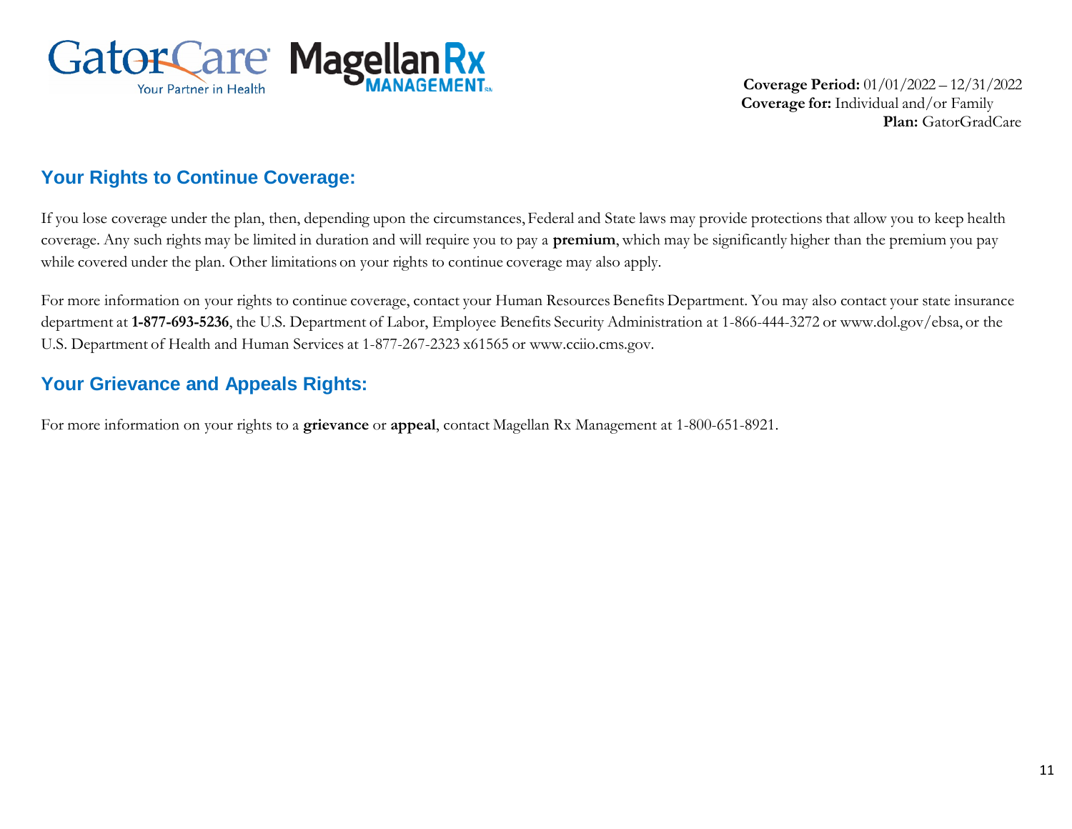**Coverage Period:** 01/01/2022 – 12/31/2022
**Coverage for:** Individual and/or Family
**Plan:** GatorGradCare

## Your Rights to Continue Coverage:

If you lose coverage under the plan, then, depending upon the circumstances, Federal and State laws may provide protections that allow you to keep health coverage. Any such rights may be limited in duration and will require you to pay a **premium**, which may be significantly higher than the premium you pay while covered under the plan. Other limitations on your rights to continue coverage may also apply.

For more information on your rights to continue coverage, contact your Human Resources Benefits Department. You may also contact your state insurance department at **1-877-693-5236**, the U.S. Department of Labor, Employee Benefits Security Administration at 1-866-444-3272 or www.dol.gov/ebsa, or the U.S. Department of Health and Human Services at 1-877-267-2323 x61565 or www.cciio.cms.gov.

## Your Grievance and Appeals Rights:

For more information on your rights to a **grievance** or **appeal**, contact Magellan Rx Management at 1-800-651-8921.